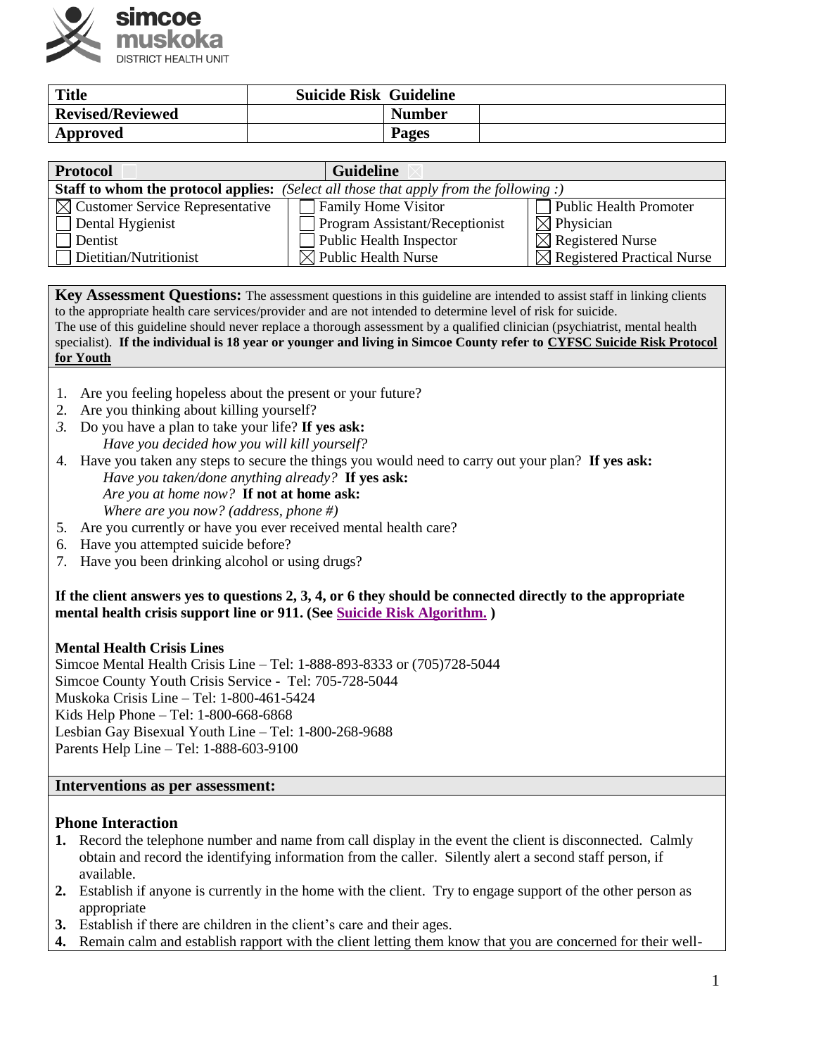simcoe muskoka DISTRICT HEALTH UNIT

| Title | Suicide Risk Guideline | | |
|---|---|---|---|
| Revised/Reviewed | | Number | |
| Approved | | Pages | |

| Protocol ☐ | Guideline ☒ | |
|---|---|---|
| **Staff to whom the protocol applies:** *(Select all those that apply from the following :)* | | |
| ☒ Customer Service Representative | ☐ Family Home Visitor | ☐ Public Health Promoter |
| ☐ Dental Hygienist | ☐ Program Assistant/Receptionist | ☒ Physician |
| ☐ Dentist | ☐ Public Health Inspector | ☒ Registered Nurse |
| ☐ Dietitian/Nutritionist | ☒ Public Health Nurse | ☒ Registered Practical Nurse |

**Key Assessment Questions:** The assessment questions in this guideline are intended to assist staff in linking clients to the appropriate health care services/provider and are not intended to determine level of risk for suicide.
The use of this guideline should never replace a thorough assessment by a qualified clinician (psychiatrist, mental health specialist). **If the individual is 18 year or younger and living in Simcoe County refer to CYFSC Suicide Risk Protocol for Youth**

1. Are you feeling hopeless about the present or your future?
2. Are you thinking about killing yourself?
3. Do you have a plan to take your life? **If yes ask:**
   *Have you decided how you will kill yourself?*
4. Have you taken any steps to secure the things you would need to carry out your plan? **If yes ask:**
   *Have you taken/done anything already?* **If yes ask:**
   *Are you at home now?* **If not at home ask:**
   *Where are you now? (address, phone #)*
5. Are you currently or have you ever received mental health care?
6. Have you attempted suicide before?
7. Have you been drinking alcohol or using drugs?

**If the client answers yes to questions 2, 3, 4, or 6 they should be connected directly to the appropriate mental health crisis support line or 911. (See Suicide Risk Algorithm. )**

**Mental Health Crisis Lines**
Simcoe Mental Health Crisis Line – Tel: 1-888-893-8333 or (705)728-5044
Simcoe County Youth Crisis Service - Tel: 705-728-5044
Muskoka Crisis Line – Tel: 1-800-461-5424
Kids Help Phone – Tel: 1-800-668-6868
Lesbian Gay Bisexual Youth Line – Tel: 1-800-268-9688
Parents Help Line – Tel: 1-888-603-9100

## Interventions as per assessment:

### Phone Interaction

1. Record the telephone number and name from call display in the event the client is disconnected. Calmly obtain and record the identifying information from the caller. Silently alert a second staff person, if available.
2. Establish if anyone is currently in the home with the client. Try to engage support of the other person as appropriate
3. Establish if there are children in the client's care and their ages.
4. Remain calm and establish rapport with the client letting them know that you are concerned for their well-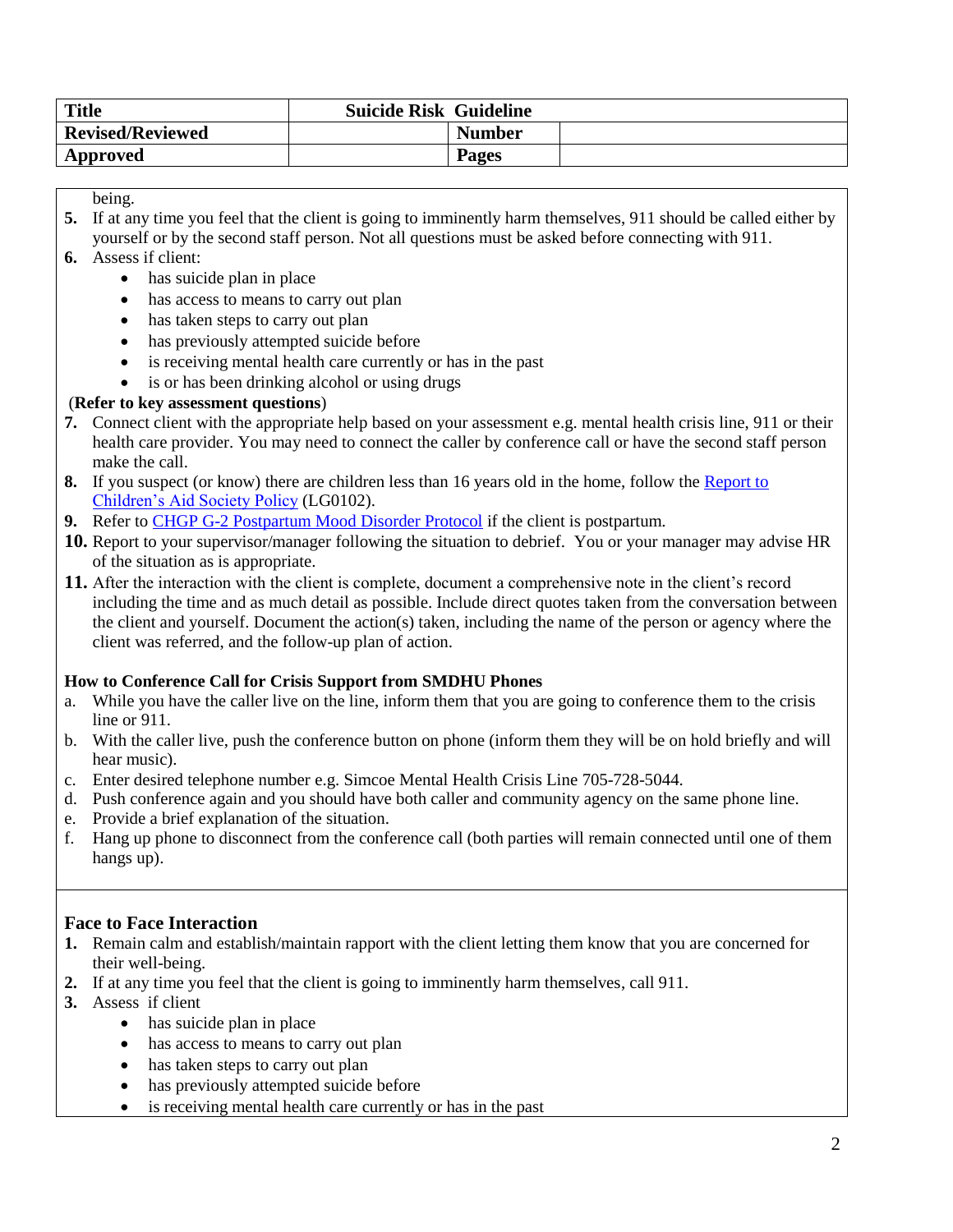| Title | Suicide Risk Guideline | | |
|---|---|---|---|
| Revised/Reviewed | | Number | |
| Approved | | Pages | |

being.

5. If at any time you feel that the client is going to imminently harm themselves, 911 should be called either by yourself or by the second staff person. Not all questions must be asked before connecting with 911.
6. Assess if client:
   - has suicide plan in place
   - has access to means to carry out plan
   - has taken steps to carry out plan
   - has previously attempted suicide before
   - is receiving mental health care currently or has in the past
   - is or has been drinking alcohol or using drugs

(**Refer to key assessment questions**)

7. Connect client with the appropriate help based on your assessment e.g. mental health crisis line, 911 or their health care provider. You may need to connect the caller by conference call or have the second staff person make the call.
8. If you suspect (or know) there are children less than 16 years old in the home, follow the Report to Children's Aid Society Policy (LG0102).
9. Refer to CHGP G-2 Postpartum Mood Disorder Protocol if the client is postpartum.
10. Report to your supervisor/manager following the situation to debrief. You or your manager may advise HR of the situation as is appropriate.
11. After the interaction with the client is complete, document a comprehensive note in the client's record including the time and as much detail as possible. Include direct quotes taken from the conversation between the client and yourself. Document the action(s) taken, including the name of the person or agency where the client was referred, and the follow-up plan of action.

**How to Conference Call for Crisis Support from SMDHU Phones**

a. While you have the caller live on the line, inform them that you are going to conference them to the crisis line or 911.
b. With the caller live, push the conference button on phone (inform them they will be on hold briefly and will hear music).
c. Enter desired telephone number e.g. Simcoe Mental Health Crisis Line 705-728-5044.
d. Push conference again and you should have both caller and community agency on the same phone line.
e. Provide a brief explanation of the situation.
f. Hang up phone to disconnect from the conference call (both parties will remain connected until one of them hangs up).

## Face to Face Interaction

1. Remain calm and establish/maintain rapport with the client letting them know that you are concerned for their well-being.
2. If at any time you feel that the client is going to imminently harm themselves, call 911.
3. Assess if client
   - has suicide plan in place
   - has access to means to carry out plan
   - has taken steps to carry out plan
   - has previously attempted suicide before
   - is receiving mental health care currently or has in the past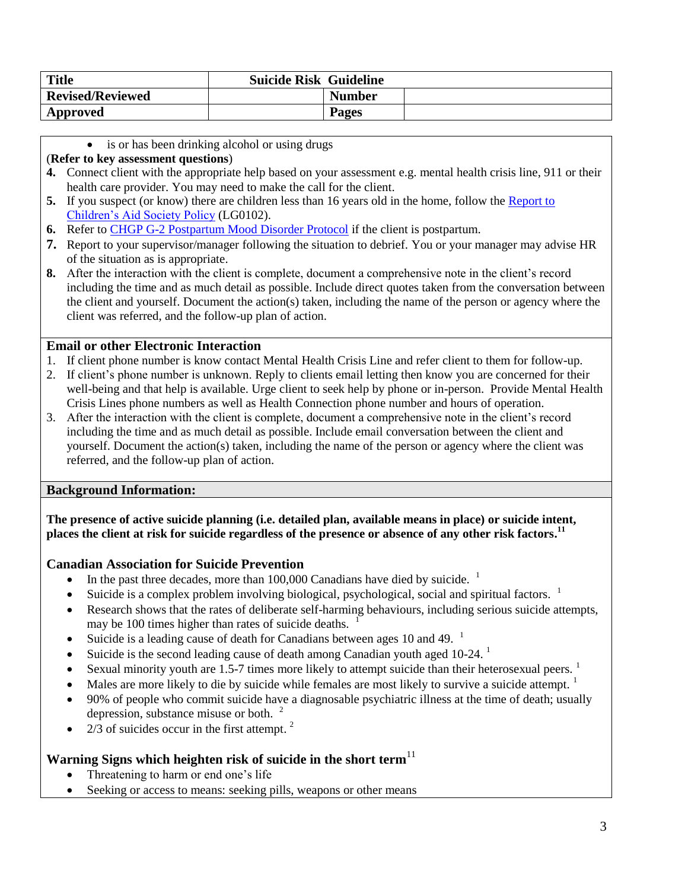| Title | Suicide Risk Guideline | | |
| --- | --- | --- | --- |
| Revised/Reviewed | | Number | |
| Approved | | Pages | |

- is or has been drinking alcohol or using drugs

(**Refer to key assessment questions**)

4. Connect client with the appropriate help based on your assessment e.g. mental health crisis line, 911 or their health care provider. You may need to make the call for the client.
5. If you suspect (or know) there are children less than 16 years old in the home, follow the [Report to Children's Aid Society Policy]() (LG0102).
6. Refer to [CHGP G-2 Postpartum Mood Disorder Protocol]() if the client is postpartum.
7. Report to your supervisor/manager following the situation to debrief. You or your manager may advise HR of the situation as is appropriate.
8. After the interaction with the client is complete, document a comprehensive note in the client's record including the time and as much detail as possible. Include direct quotes taken from the conversation between the client and yourself. Document the action(s) taken, including the name of the person or agency where the client was referred, and the follow-up plan of action.

## Email or other Electronic Interaction

1. If client phone number is know contact Mental Health Crisis Line and refer client to them for follow-up.
2. If client's phone number is unknown. Reply to clients email letting then know you are concerned for their well-being and that help is available. Urge client to seek help by phone or in-person. Provide Mental Health Crisis Lines phone numbers as well as Health Connection phone number and hours of operation.
3. After the interaction with the client is complete, document a comprehensive note in the client's record including the time and as much detail as possible. Include email conversation between the client and yourself. Document the action(s) taken, including the name of the person or agency where the client was referred, and the follow-up plan of action.

## Background Information:

**The presence of active suicide planning (i.e. detailed plan, available means in place) or suicide intent, places the client at risk for suicide regardless of the presence or absence of any other risk factors.**[11]

### Canadian Association for Suicide Prevention

- In the past three decades, more than 100,000 Canadians have died by suicide. [1]
- Suicide is a complex problem involving biological, psychological, social and spiritual factors. [1]
- Research shows that the rates of deliberate self-harming behaviours, including serious suicide attempts, may be 100 times higher than rates of suicide deaths. [1]
- Suicide is a leading cause of death for Canadians between ages 10 and 49. [1]
- Suicide is the second leading cause of death among Canadian youth aged 10-24. [1]
- Sexual minority youth are 1.5-7 times more likely to attempt suicide than their heterosexual peers. [1]
- Males are more likely to die by suicide while females are most likely to survive a suicide attempt. [1]
- 90% of people who commit suicide have a diagnosable psychiatric illness at the time of death; usually depression, substance misuse or both. [2]
- 2/3 of suicides occur in the first attempt. [2]

### Warning Signs which heighten risk of suicide in the short term[11]

- Threatening to harm or end one's life
- Seeking or access to means: seeking pills, weapons or other means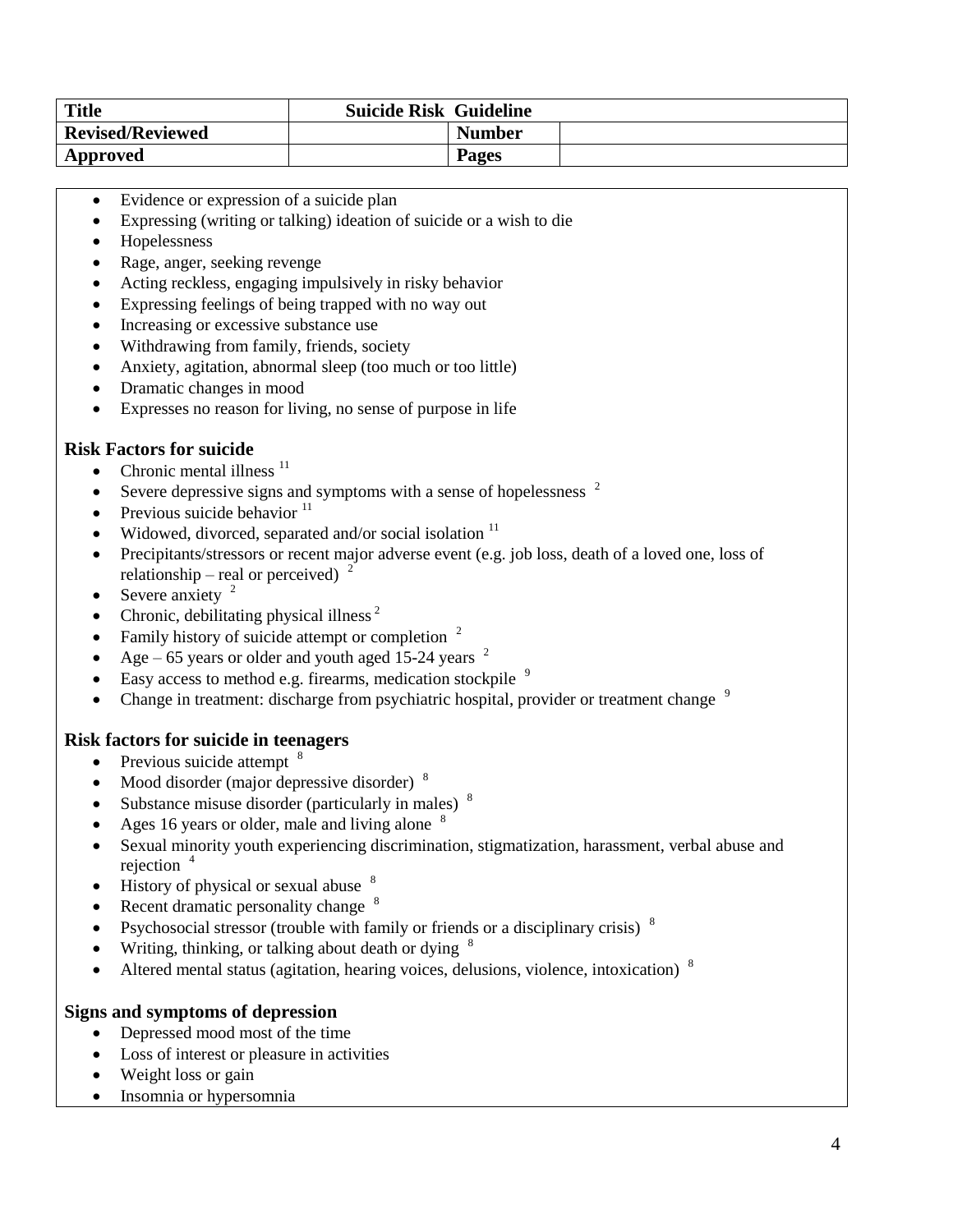- Evidence or expression of a suicide plan
- Expressing (writing or talking) ideation of suicide or a wish to die
- Hopelessness
- Rage, anger, seeking revenge
- Acting reckless, engaging impulsively in risky behavior
- Expressing feelings of being trapped with no way out
- Increasing or excessive substance use
- Withdrawing from family, friends, society
- Anxiety, agitation, abnormal sleep (too much or too little)
- Dramatic changes in mood
- Expresses no reason for living, no sense of purpose in life

### Risk Factors for suicide

- Chronic mental illness [11]
- Severe depressive signs and symptoms with a sense of hopelessness [2]
- Previous suicide behavior [11]
- Widowed, divorced, separated and/or social isolation [11]
- Precipitants/stressors or recent major adverse event (e.g. job loss, death of a loved one, loss of relationship – real or perceived) [2]
- Severe anxiety [2]
- Chronic, debilitating physical illness [2]
- Family history of suicide attempt or completion [2]
- Age – 65 years or older and youth aged 15-24 years [2]
- Easy access to method e.g. firearms, medication stockpile [9]
- Change in treatment: discharge from psychiatric hospital, provider or treatment change [9]

### Risk factors for suicide in teenagers

- Previous suicide attempt [8]
- Mood disorder (major depressive disorder) [8]
- Substance misuse disorder (particularly in males) [8]
- Ages 16 years or older, male and living alone [8]
- Sexual minority youth experiencing discrimination, stigmatization, harassment, verbal abuse and rejection [4]
- History of physical or sexual abuse [8]
- Recent dramatic personality change [8]
- Psychosocial stressor (trouble with family or friends or a disciplinary crisis) [8]
- Writing, thinking, or talking about death or dying [8]
- Altered mental status (agitation, hearing voices, delusions, violence, intoxication) [8]

### Signs and symptoms of depression

- Depressed mood most of the time
- Loss of interest or pleasure in activities
- Weight loss or gain
- Insomnia or hypersomnia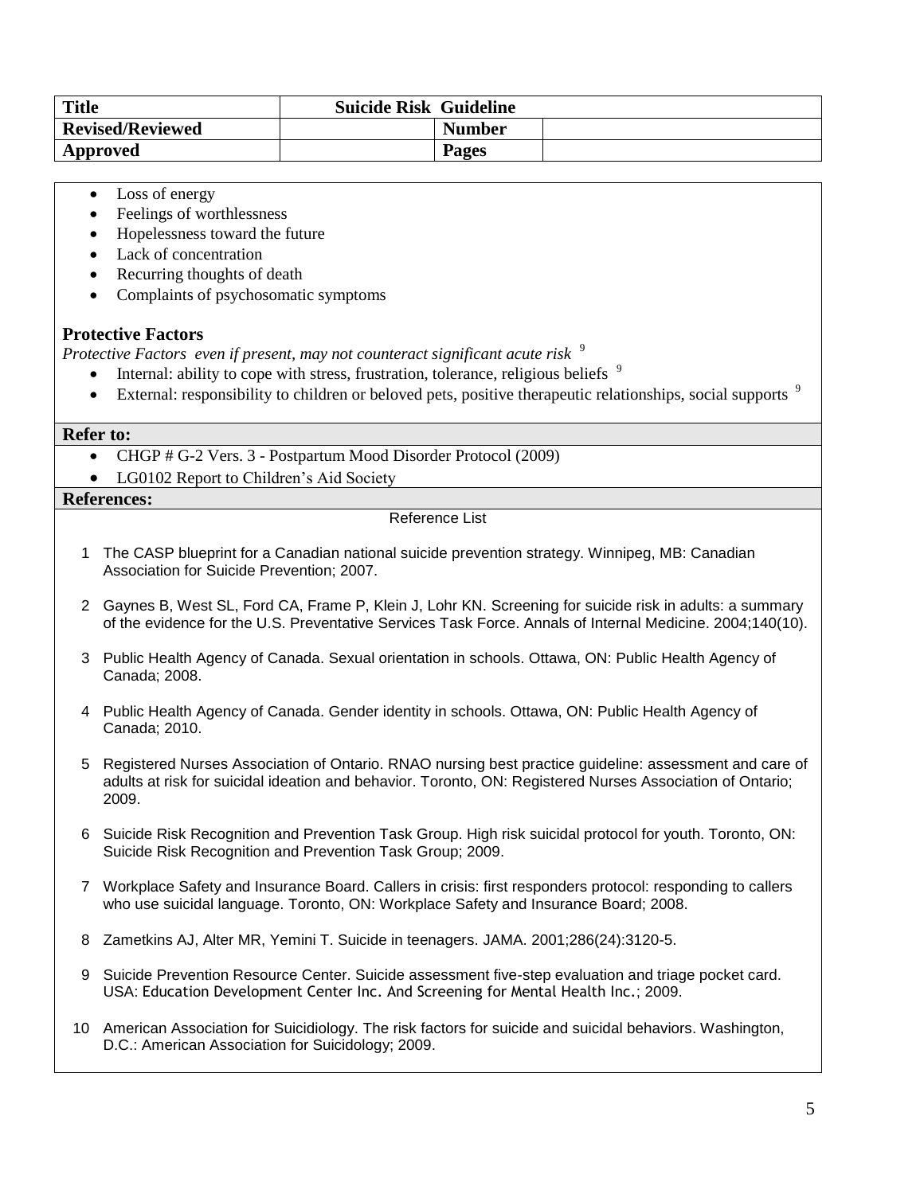| Title | Suicide Risk Guideline | | |
|---|---|---|---|
| Revised/Reviewed | | Number | |
| Approved | | Pages | |

- Loss of energy
- Feelings of worthlessness
- Hopelessness toward the future
- Lack of concentration
- Recurring thoughts of death
- Complaints of psychosomatic symptoms

## Protective Factors

*Protective Factors even if present, may not counteract significant acute risk* [9]

- Internal: ability to cope with stress, frustration, tolerance, religious beliefs [9]
- External: responsibility to children or beloved pets, positive therapeutic relationships, social supports [9]

**Refer to:**

- CHGP # G-2 Vers. 3 - Postpartum Mood Disorder Protocol (2009)
- LG0102 Report to Children's Aid Society

**References:**

Reference List

1. The CASP blueprint for a Canadian national suicide prevention strategy. Winnipeg, MB: Canadian Association for Suicide Prevention; 2007.
2. Gaynes B, West SL, Ford CA, Frame P, Klein J, Lohr KN. Screening for suicide risk in adults: a summary of the evidence for the U.S. Preventative Services Task Force. Annals of Internal Medicine. 2004;140(10).
3. Public Health Agency of Canada. Sexual orientation in schools. Ottawa, ON: Public Health Agency of Canada; 2008.
4. Public Health Agency of Canada. Gender identity in schools. Ottawa, ON: Public Health Agency of Canada; 2010.
5. Registered Nurses Association of Ontario. RNAO nursing best practice guideline: assessment and care of adults at risk for suicidal ideation and behavior. Toronto, ON: Registered Nurses Association of Ontario; 2009.
6. Suicide Risk Recognition and Prevention Task Group. High risk suicidal protocol for youth. Toronto, ON: Suicide Risk Recognition and Prevention Task Group; 2009.
7. Workplace Safety and Insurance Board. Callers in crisis: first responders protocol: responding to callers who use suicidal language. Toronto, ON: Workplace Safety and Insurance Board; 2008.
8. Zametkins AJ, Alter MR, Yemini T. Suicide in teenagers. JAMA. 2001;286(24):3120-5.
9. Suicide Prevention Resource Center. Suicide assessment five-step evaluation and triage pocket card. USA: Education Development Center Inc. And Screening for Mental Health Inc.; 2009.
10. American Association for Suicidiology. The risk factors for suicide and suicidal behaviors. Washington, D.C.: American Association for Suicidology; 2009.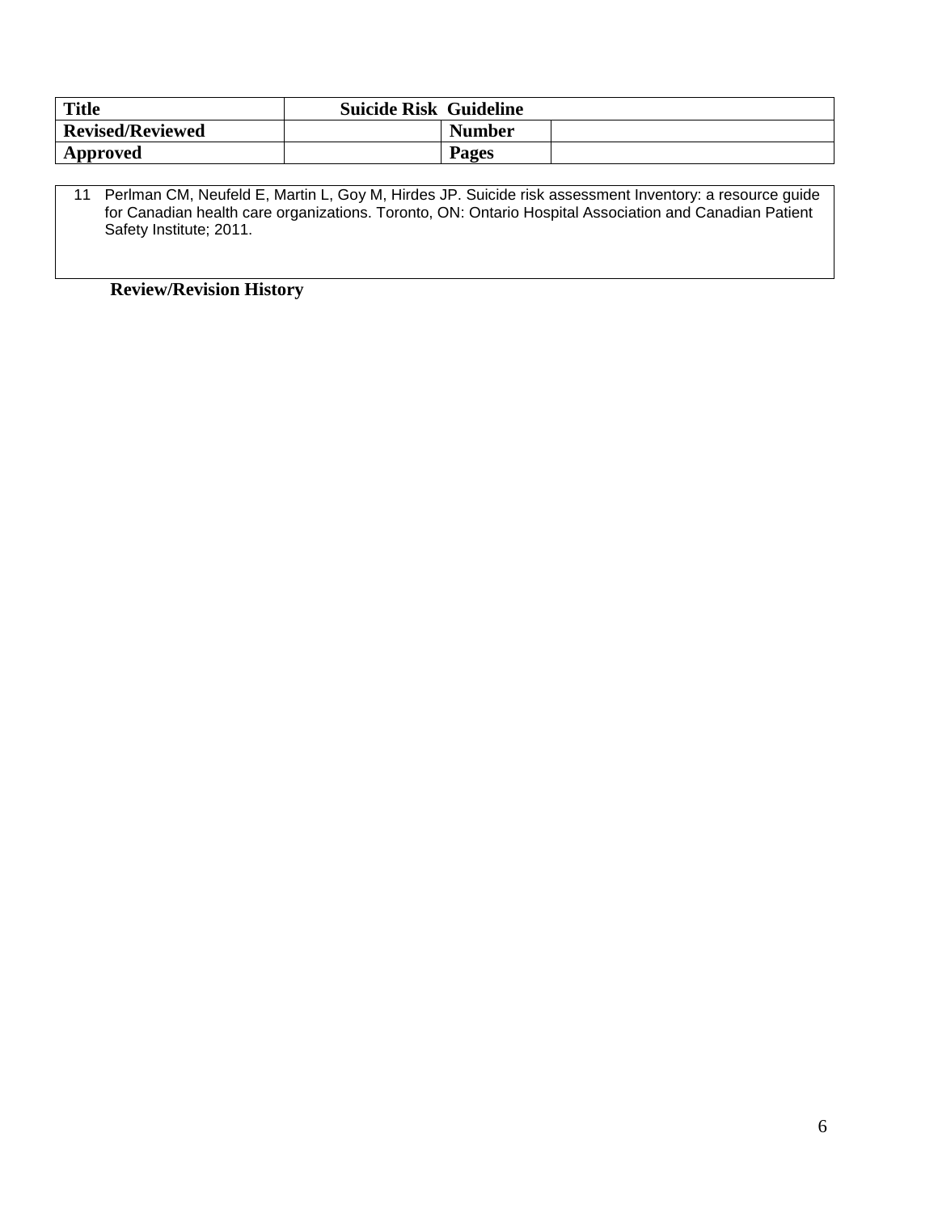| | | | |
|---|---|---|---|
| **Title** | **Suicide Risk Guideline** | | |
| **Revised/Reviewed** | | **Number** | |
| **Approved** | | **Pages** | |

11. Perlman CM, Neufeld E, Martin L, Goy M, Hirdes JP. Suicide risk assessment Inventory: a resource guide for Canadian health care organizations. Toronto, ON: Ontario Hospital Association and Canadian Patient Safety Institute; 2011.

**Review/Revision History**